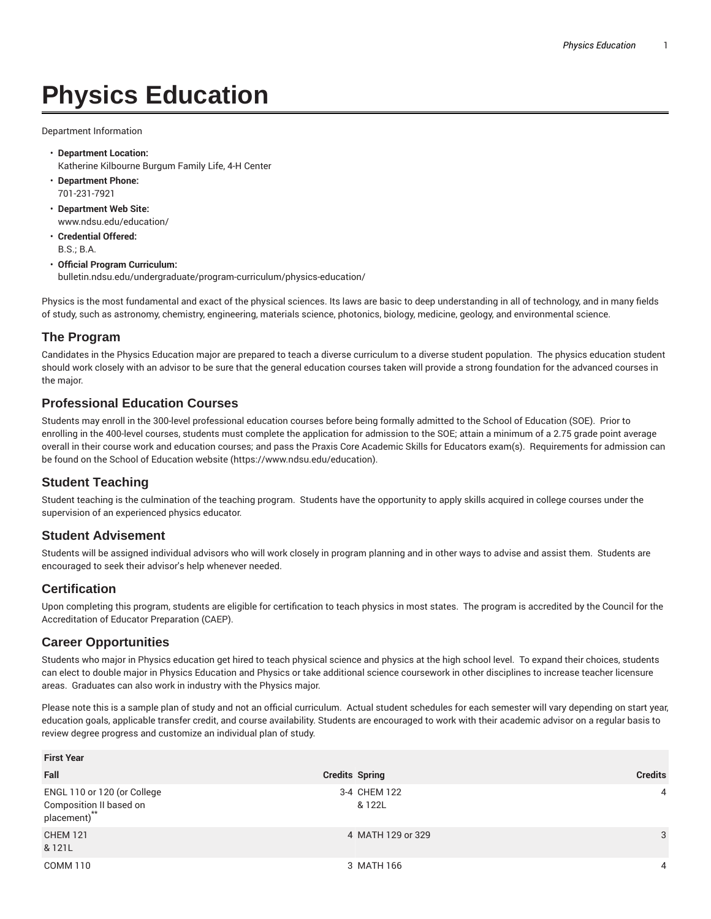# Physics Education

Department Information

- **Department Location:**
  Katherine Kilbourne Burgum Family Life, 4-H Center
- **Department Phone:**
  701-231-7921
- **Department Web Site:**
  www.ndsu.edu/education/
- **Credential Offered:**
  B.S.; B.A.
- **Official Program Curriculum:**
  bulletin.ndsu.edu/undergraduate/program-curriculum/physics-education/

Physics is the most fundamental and exact of the physical sciences. Its laws are basic to deep understanding in all of technology, and in many fields of study, such as astronomy, chemistry, engineering, materials science, photonics, biology, medicine, geology, and environmental science.

## The Program

Candidates in the Physics Education major are prepared to teach a diverse curriculum to a diverse student population. The physics education student should work closely with an advisor to be sure that the general education courses taken will provide a strong foundation for the advanced courses in the major.

## Professional Education Courses

Students may enroll in the 300-level professional education courses before being formally admitted to the School of Education (SOE). Prior to enrolling in the 400-level courses, students must complete the application for admission to the SOE; attain a minimum of a 2.75 grade point average overall in their course work and education courses; and pass the Praxis Core Academic Skills for Educators exam(s). Requirements for admission can be found on the School of Education website (https://www.ndsu.edu/education).

## Student Teaching

Student teaching is the culmination of the teaching program. Students have the opportunity to apply skills acquired in college courses under the supervision of an experienced physics educator.

## Student Advisement

Students will be assigned individual advisors who will work closely in program planning and in other ways to advise and assist them. Students are encouraged to seek their advisor's help whenever needed.

## Certification

Upon completing this program, students are eligible for certification to teach physics in most states. The program is accredited by the Council for the Accreditation of Educator Preparation (CAEP).

## Career Opportunities

Students who major in Physics education get hired to teach physical science and physics at the high school level. To expand their choices, students can elect to double major in Physics Education and Physics or take additional science coursework in other disciplines to increase teacher licensure areas. Graduates can also work in industry with the Physics major.

Please note this is a sample plan of study and not an official curriculum. Actual student schedules for each semester will vary depending on start year, education goals, applicable transfer credit, and course availability. Students are encouraged to work with their academic advisor on a regular basis to review degree progress and customize an individual plan of study.

| First Year | | | |
|---|---|---|---|
| **Fall** | **Credits** | **Spring** | **Credits** |
| ENGL 110 or 120 (or College Composition II based on placement)** | 3-4 | CHEM 122 & 122L | 4 |
| CHEM 121 & 121L | 4 | MATH 129 or 329 | 3 |
| COMM 110 | 3 | MATH 166 | 4 |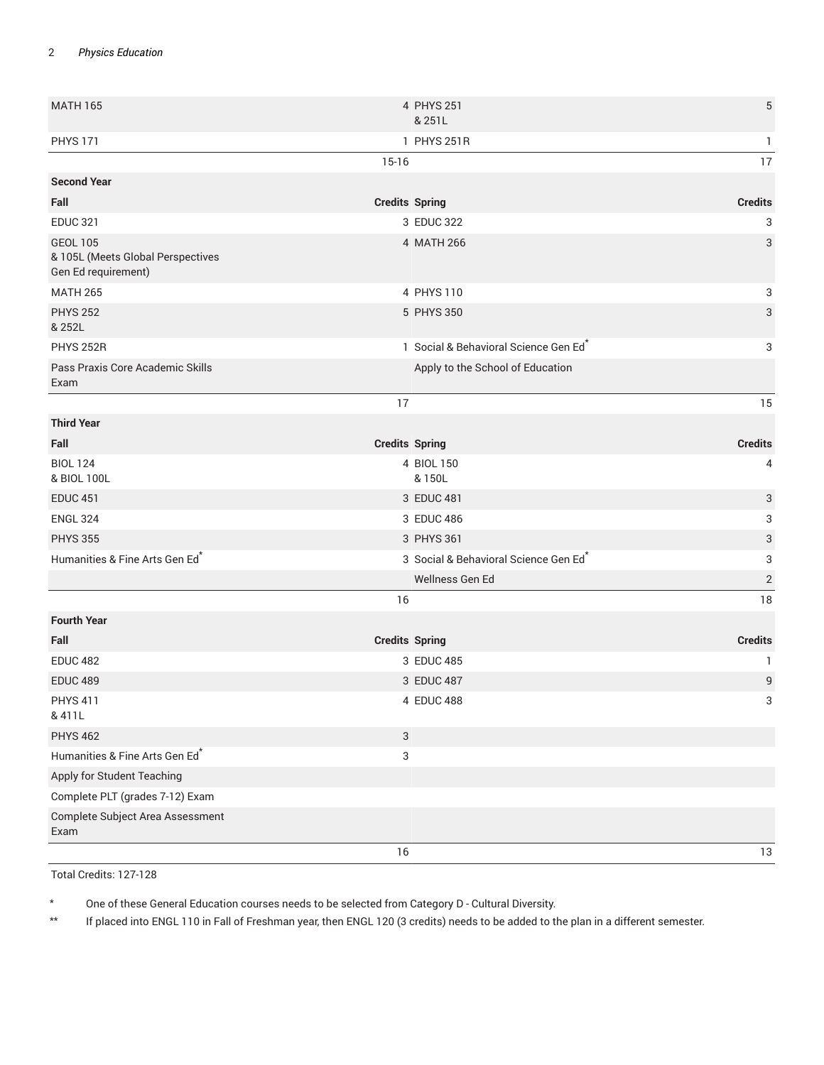| | | | |
|---|---|---|---|
| MATH 165 | 4 | PHYS 251<br>& 251L | 5 |
| PHYS 171 | 1 | PHYS 251R | 1 |
| | 15-16 | | 17 |
| **Second Year** | | | |
| **Fall** | **Credits** | **Spring** | **Credits** |
| EDUC 321 | 3 | EDUC 322 | 3 |
| GEOL 105<br>& 105L (Meets Global Perspectives Gen Ed requirement) | 4 | MATH 266 | 3 |
| MATH 265 | 4 | PHYS 110 | 3 |
| PHYS 252<br>& 252L | 5 | PHYS 350 | 3 |
| PHYS 252R | 1 | Social & Behavioral Science Gen Ed* | 3 |
| Pass Praxis Core Academic Skills Exam | | Apply to the School of Education | |
| | 17 | | 15 |
| **Third Year** | | | |
| **Fall** | **Credits** | **Spring** | **Credits** |
| BIOL 124<br>& BIOL 100L | 4 | BIOL 150<br>& 150L | 4 |
| EDUC 451 | 3 | EDUC 481 | 3 |
| ENGL 324 | 3 | EDUC 486 | 3 |
| PHYS 355 | 3 | PHYS 361 | 3 |
| Humanities & Fine Arts Gen Ed* | 3 | Social & Behavioral Science Gen Ed* | 3 |
| | | Wellness Gen Ed | 2 |
| | 16 | | 18 |
| **Fourth Year** | | | |
| **Fall** | **Credits** | **Spring** | **Credits** |
| EDUC 482 | 3 | EDUC 485 | 1 |
| EDUC 489 | 3 | EDUC 487 | 9 |
| PHYS 411<br>& 411L | 4 | EDUC 488 | 3 |
| PHYS 462 | 3 | | |
| Humanities & Fine Arts Gen Ed* | 3 | | |
| Apply for Student Teaching | | | |
| Complete PLT (grades 7-12) Exam | | | |
| Complete Subject Area Assessment Exam | | | |
| | 16 | | 13 |

Total Credits: 127-128

\* One of these General Education courses needs to be selected from Category D - Cultural Diversity.

\*\* If placed into ENGL 110 in Fall of Freshman year, then ENGL 120 (3 credits) needs to be added to the plan in a different semester.